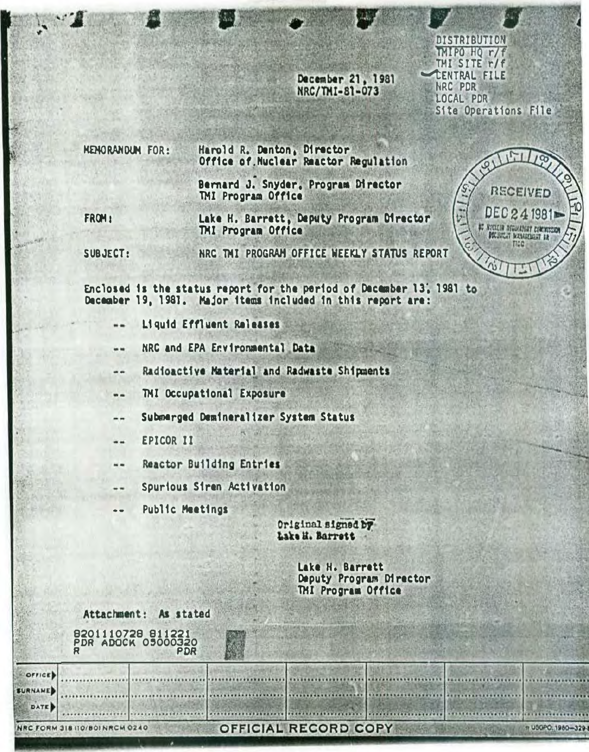DISTRIBUTION
TMIPO HQ r/f
TMI SITE r/f
CENTRAL FILE
NRC PDR
LOCAL PDR
Site Operations File

December 21, 1981
NRC/TMI-81-073

RECEIVED
DEC 24 1981
US NUCLEAR REGULATORY COMMISSION DOCUMENT MANAGEMENT BR TIDC

MEMORANDUM FOR: Harold R. Denton, Director
Office of Nuclear Reactor Regulation

Bernard J. Snyder, Program Director
TMI Program Office

FROM: Lake H. Barrett, Deputy Program Director
TMI Program Office

SUBJECT: NRC TMI PROGRAM OFFICE WEEKLY STATUS REPORT

Enclosed is the status report for the period of December 13, 1981 to December 19, 1981. Major items included in this report are:

- -- Liquid Effluent Releases
- -- NRC and EPA Environmental Data
- -- Radioactive Material and Radwaste Shipments
- -- TMI Occupational Exposure
- -- Submerged Demineralizer System Status
- -- EPICOR II
- -- Reactor Building Entries
- -- Spurious Siren Activation
- -- Public Meetings

Original signed by
Lake H. Barrett

Lake H. Barrett
Deputy Program Director
TMI Program Office

Attachment: As stated

8201110728 811221
PDR ADOCK 05000320
R PDR

| | | | | | | | |
|---|---|---|---|---|---|---|---|
| OFFICE | | | | | | | |
| SURNAME | | | | | | | |
| DATE | | | | | | | |

NRC FORM 318 (10/80) NRCM 0240 OFFICIAL RECORD COPY USGPO: 1980-329-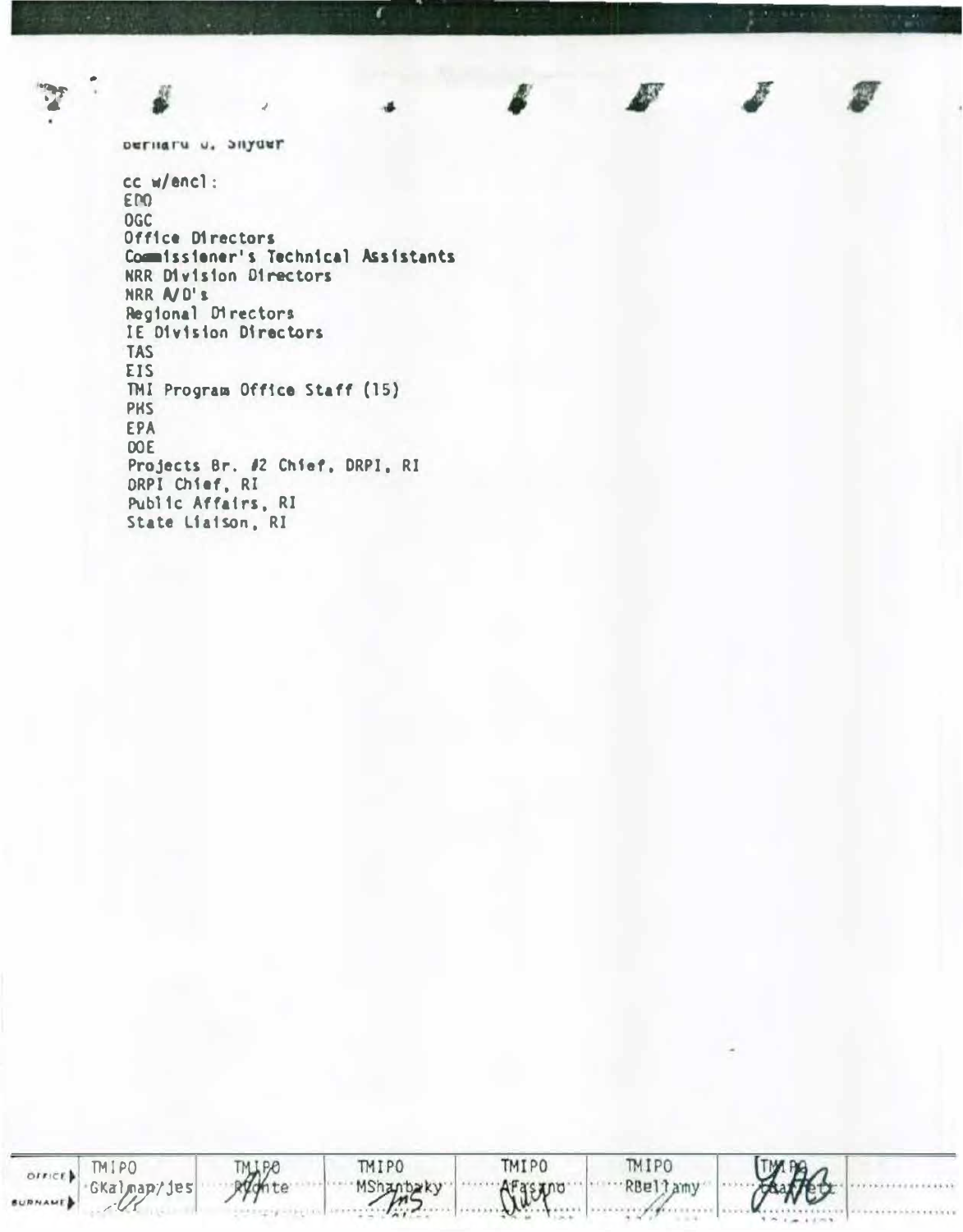Bernard J. Snyder

cc w/encl:
EDO
OGC
Office Directors
Commissioner's Technical Assistants
NRR Division Directors
NRR A/D's
Regional Directors
IE Division Directors
TAS
EIS
TMI Program Office Staff (15)
PHS
EPA
DOE
Projects Br. #2 Chief, DRPI, RI
DRPI Chief, RI
Public Affairs, RI
State Liaison, RI

| | | | | | | | |
|---|---|---|---|---|---|---|---|
| OFFICE | TMIPO | TMIPO | TMIPO | TMIPO | TMIPO | TMIPO | |
| SURNAME | GKalman/jes | RConte | MShanbaky | AFasano | RBellamy | BSnyder | |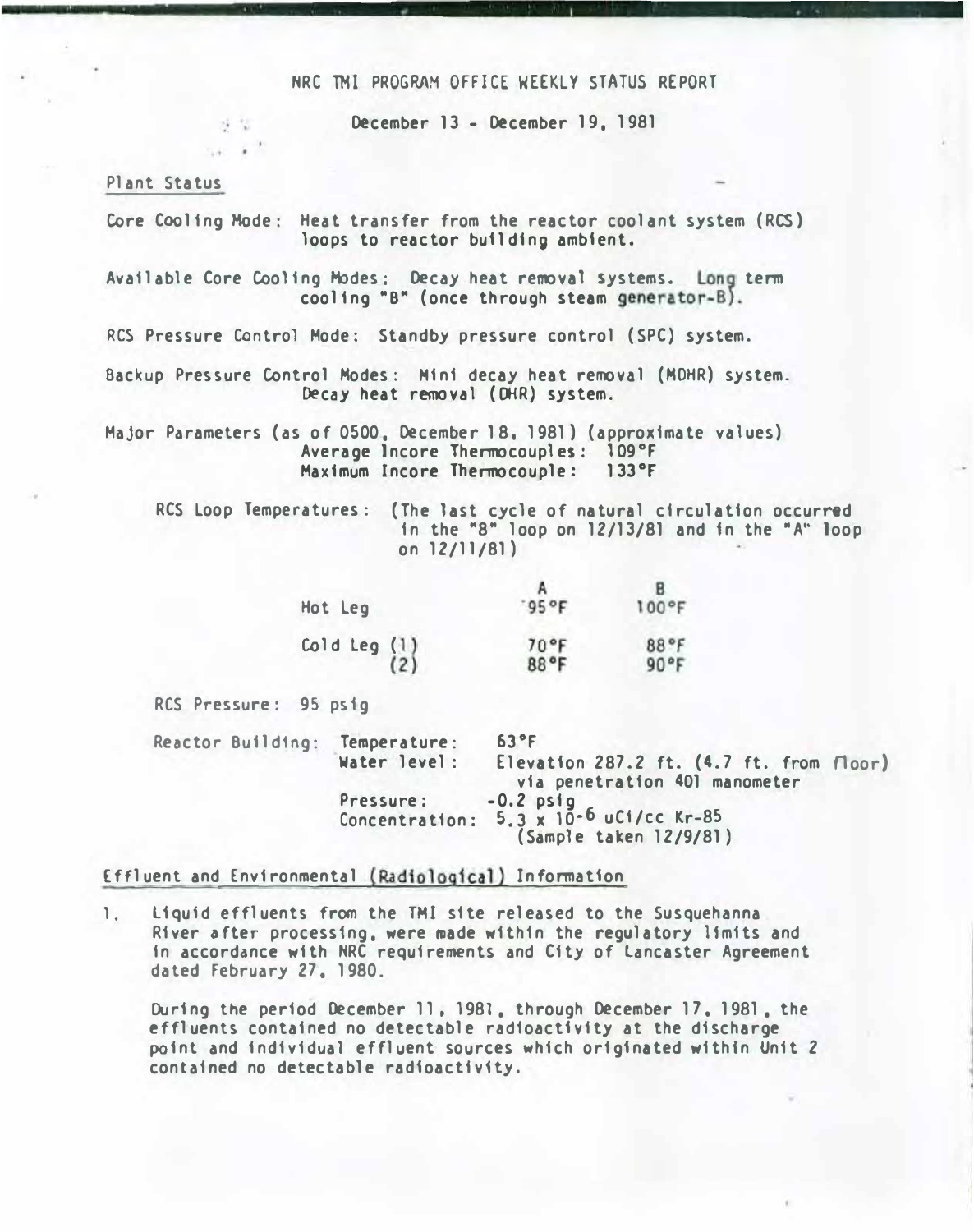NRC TMI PROGRAM OFFICE WEEKLY STATUS REPORT

December 13 - December 19, 1981

## Plant Status

Core Cooling Mode: Heat transfer from the reactor coolant system (RCS) loops to reactor building ambient.

Available Core Cooling Modes: Decay heat removal systems. Long term cooling "B" (once through steam generator-B).

RCS Pressure Control Mode: Standby pressure control (SPC) system.

Backup Pressure Control Modes: Mini decay heat removal (MDHR) system. Decay heat removal (DHR) system.

Major Parameters (as of 0500, December 18, 1981) (approximate values)
Average Incore Thermocouples: 109°F
Maximum Incore Thermocouple: 133°F

RCS Loop Temperatures: (The last cycle of natural circulation occurred in the "B" loop on 12/13/81 and in the "A" loop on 12/11/81)

| | A | B |
|---|---|---|
| Hot Leg | 95°F | 100°F |
| Cold Leg (1) | 70°F | 88°F |
| (2) | 88°F | 90°F |

RCS Pressure: 95 psig

Reactor Building:
- Temperature: 63°F
- Water level: Elevation 287.2 ft. (4.7 ft. from floor) via penetration 401 manometer
- Pressure: -0.2 psig
- Concentration: $5.3 \times 10^{-6}$ uCi/cc Kr-85 (Sample taken 12/9/81)

## Effluent and Environmental (Radiological) Information

1. Liquid effluents from the TMI site released to the Susquehanna River after processing, were made within the regulatory limits and in accordance with NRC requirements and City of Lancaster Agreement dated February 27, 1980.

   During the period December 11, 1981, through December 17, 1981, the effluents contained no detectable radioactivity at the discharge point and individual effluent sources which originated within Unit 2 contained no detectable radioactivity.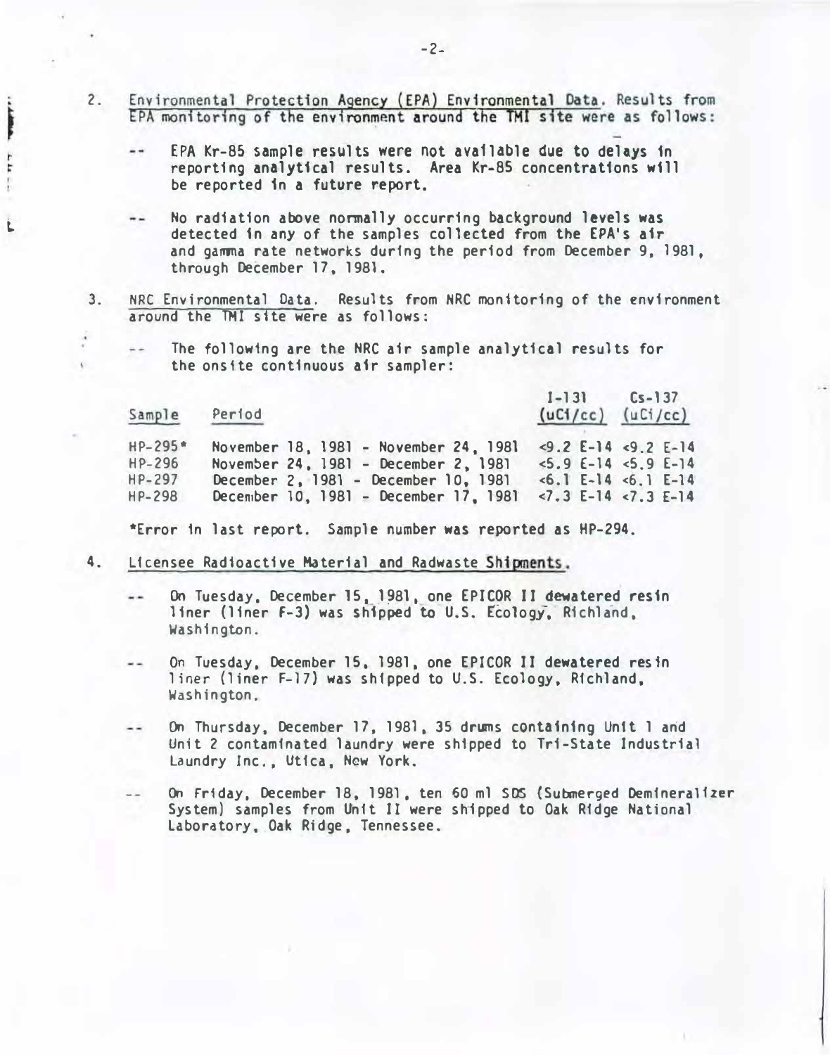2. Environmental Protection Agency (EPA) Environmental Data. Results from EPA monitoring of the environment around the TMI site were as follows:

   -- EPA Kr-85 sample results were not available due to delays in reporting analytical results. Area Kr-85 concentrations will be reported in a future report.

   -- No radiation above normally occurring background levels was detected in any of the samples collected from the EPA's air and gamma rate networks during the period from December 9, 1981, through December 17, 1981.

3. NRC Environmental Data. Results from NRC monitoring of the environment around the TMI site were as follows:

   -- The following are the NRC air sample analytical results for the onsite continuous air sampler:

| Sample | Period | I-131 (uCi/cc) | Cs-137 (uCi/cc) |
|---|---|---|---|
| HP-295* | November 18, 1981 - November 24, 1981 | <9.2 E-14 | <9.2 E-14 |
| HP-296 | November 24, 1981 - December 2, 1981 | <5.9 E-14 | <5.9 E-14 |
| HP-297 | December 2, 1981 - December 10, 1981 | <6.1 E-14 | <6.1 E-14 |
| HP-298 | December 10, 1981 - December 17, 1981 | <7.3 E-14 | <7.3 E-14 |

*Error in last report. Sample number was reported as HP-294.

4. Licensee Radioactive Material and Radwaste Shipments.

   -- On Tuesday, December 15, 1981, one EPICOR II dewatered resin liner (liner F-3) was shipped to U.S. Ecology, Richland, Washington.

   -- On Tuesday, December 15, 1981, one EPICOR II dewatered resin liner (liner F-17) was shipped to U.S. Ecology, Richland, Washington.

   -- On Thursday, December 17, 1981, 35 drums containing Unit 1 and Unit 2 contaminated laundry were shipped to Tri-State Industrial Laundry Inc., Utica, New York.

   -- On Friday, December 18, 1981, ten 60 ml SDS (Submerged Demineralizer System) samples from Unit II were shipped to Oak Ridge National Laboratory, Oak Ridge, Tennessee.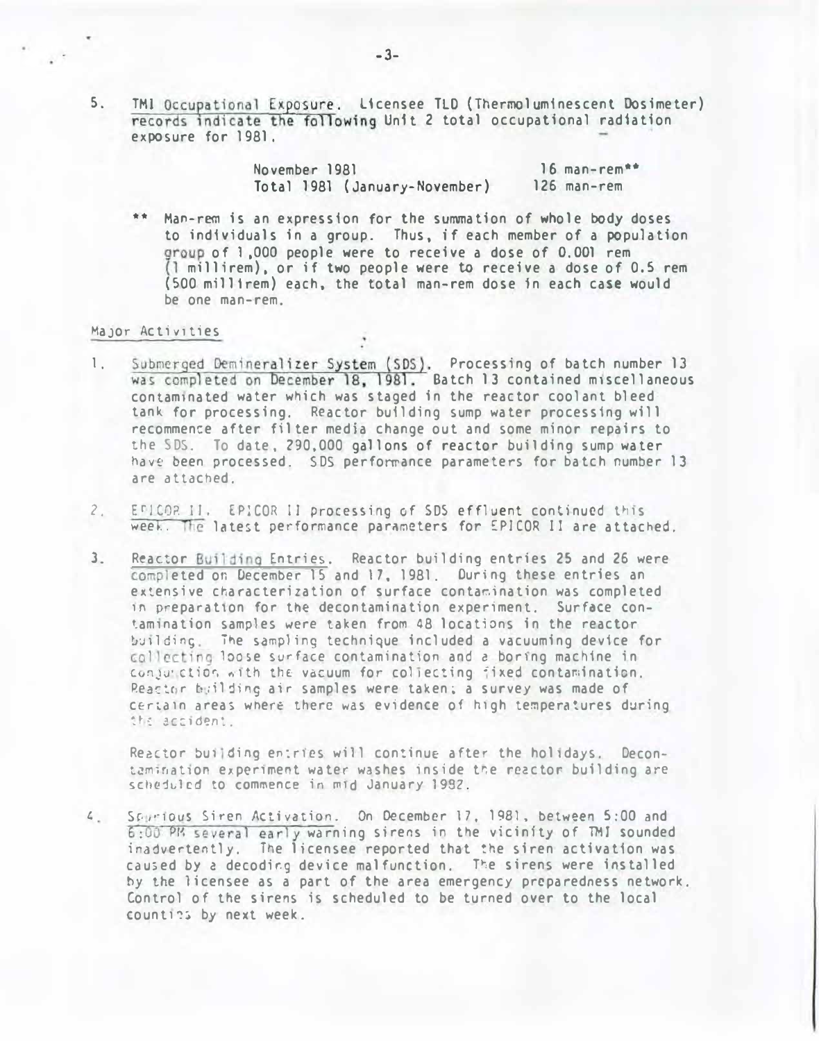5. TMI Occupational Exposure. Licensee TLD (Thermoluminescent Dosimeter) records indicate the following Unit 2 total occupational radiation exposure for 1981.

| | |
|---|---|
| November 1981 | 16 man-rem** |
| Total 1981 (January-November) | 126 man-rem |

** Man-rem is an expression for the summation of whole body doses to individuals in a group. Thus, if each member of a population group of 1,000 people were to receive a dose of 0.001 rem (1 millirem), or if two people were to receive a dose of 0.5 rem (500 millirem) each, the total man-rem dose in each case would be one man-rem.

## Major Activities

1. Submerged Demineralizer System (SDS). Processing of batch number 13 was completed on December 18, 1981. Batch 13 contained miscellaneous contaminated water which was staged in the reactor coolant bleed tank for processing. Reactor building sump water processing will recommence after filter media change out and some minor repairs to the SDS. To date, 290,000 gallons of reactor building sump water have been processed. SDS performance parameters for batch number 13 are attached.

2. EPICOR II. EPICOR II processing of SDS effluent continued this week. The latest performance parameters for EPICOR II are attached.

3. Reactor Building Entries. Reactor building entries 25 and 26 were completed on December 15 and 17, 1981. During these entries an extensive characterization of surface contamination was completed in preparation for the decontamination experiment. Surface contamination samples were taken from 48 locations in the reactor building. The sampling technique included a vacuuming device for collecting loose surface contamination and a boring machine in conjunction with the vacuum for collecting fixed contamination. Reactor building air samples were taken; a survey was made of certain areas where there was evidence of high temperatures during the accident.

   Reactor building entries will continue after the holidays. Decontamination experiment water washes inside the reactor building are scheduled to commence in mid January 1982.

4. Spurious Siren Activation. On December 17, 1981, between 5:00 and 6:00 PM several early warning sirens in the vicinity of TMI sounded inadvertently. The licensee reported that the siren activation was caused by a decoding device malfunction. The sirens were installed by the licensee as a part of the area emergency preparedness network. Control of the sirens is scheduled to be turned over to the local counties by next week.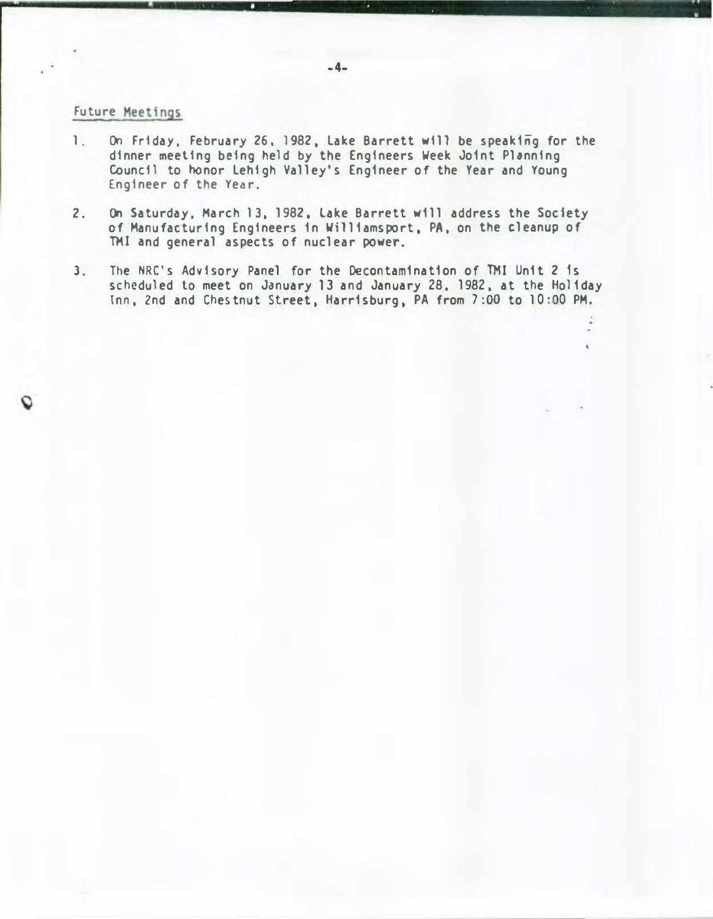Future Meetings

1. On Friday, February 26, 1982, Lake Barrett will be speaking for the dinner meeting being held by the Engineers Week Joint Planning Council to honor Lehigh Valley's Engineer of the Year and Young Engineer of the Year.

2. On Saturday, March 13, 1982, Lake Barrett will address the Society of Manufacturing Engineers in Williamsport, PA, on the cleanup of TMI and general aspects of nuclear power.

3. The NRC's Advisory Panel for the Decontamination of TMI Unit 2 is scheduled to meet on January 13 and January 28, 1982, at the Holiday Inn, 2nd and Chestnut Street, Harrisburg, PA from 7:00 to 10:00 PM.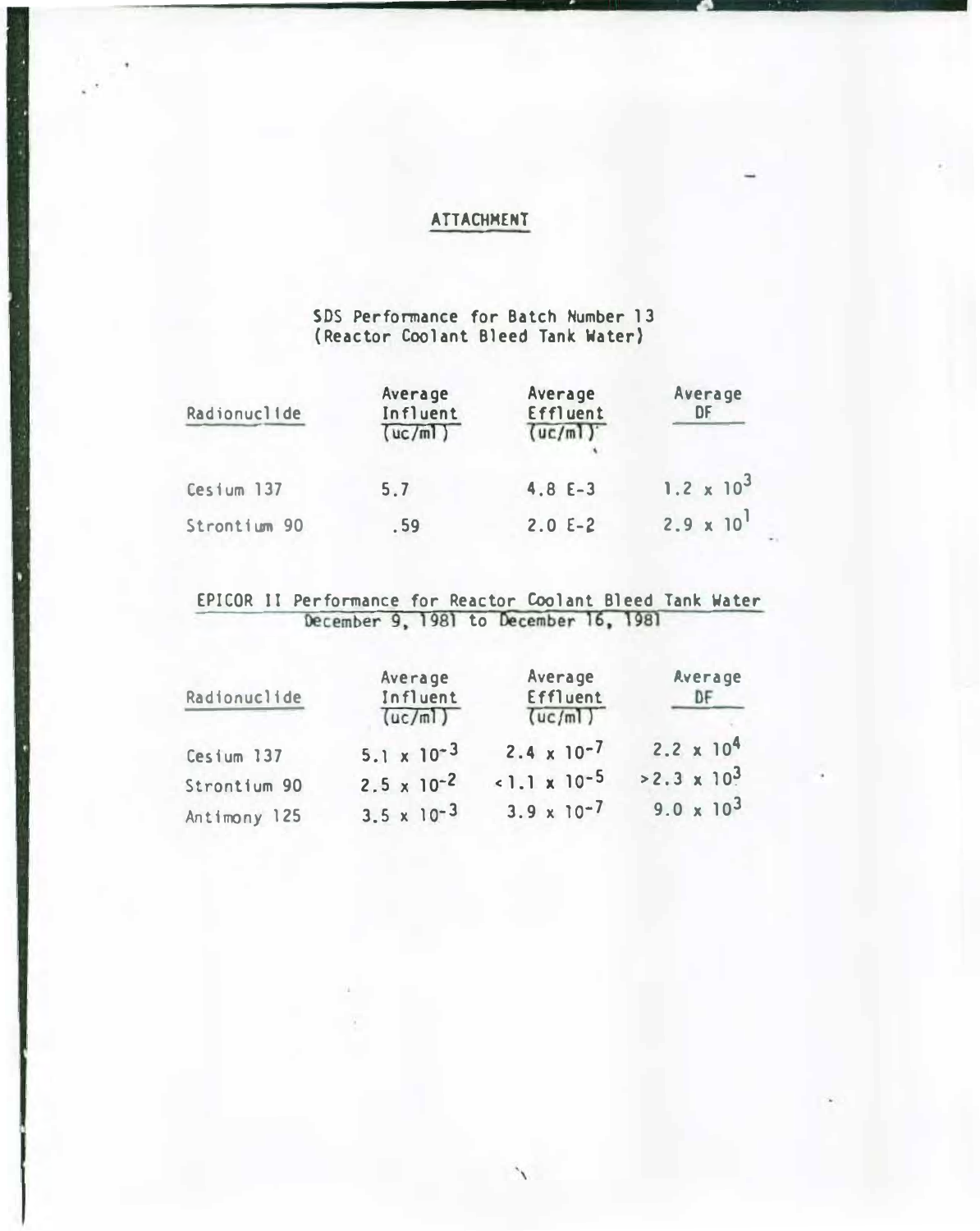# ATTACHMENT

SDS Performance for Batch Number 13
(Reactor Coolant Bleed Tank Water)

| Radionuclide | Average Influent (uc/ml) | Average Effluent (uc/ml) | Average DF |
|---|---|---|---|
| Cesium 137 | 5.7 | 4.8 E-3 | $1.2 \times 10^3$ |
| Strontium 90 | .59 | 2.0 E-2 | $2.9 \times 10^1$ |

EPICOR II Performance for Reactor Coolant Bleed Tank Water
December 9, 1981 to December 16, 1981

| Radionuclide | Average Influent (uc/ml) | Average Effluent (uc/ml) | Average DF |
|---|---|---|---|
| Cesium 137 | $5.1 \times 10^{-3}$ | $2.4 \times 10^{-7}$ | $2.2 \times 10^4$ |
| Strontium 90 | $2.5 \times 10^{-2}$ | $<1.1 \times 10^{-5}$ | $>2.3 \times 10^3$ |
| Antimony 125 | $3.5 \times 10^{-3}$ | $3.9 \times 10^{-7}$ | $9.0 \times 10^3$ |